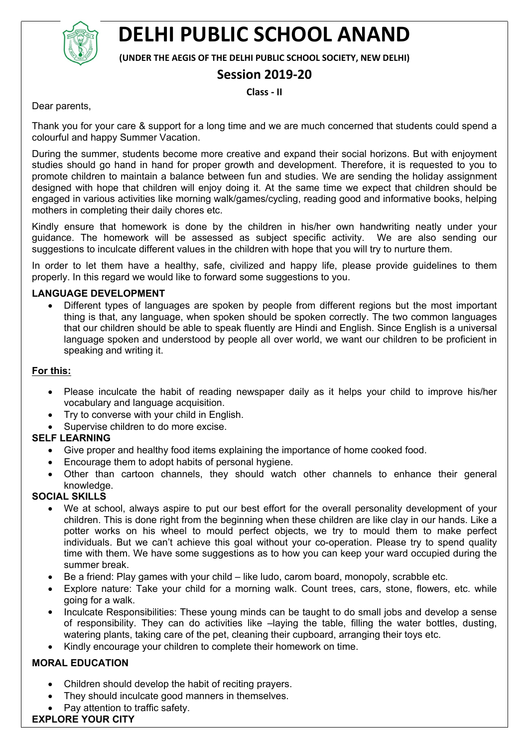# DELHI PUBLIC SCHOOL ANAND

**(UNDER THE AEGIS OF THE DELHI PUBLIC SCHOOL SOCIETY, NEW DELHI)**

## Session 2019-20

**Class - II**

Dear parents,

Thank you for your care & support for a long time and we are much concerned that students could spend a colourful and happy Summer Vacation.

During the summer, students become more creative and expand their social horizons. But with enjoyment studies should go hand in hand for proper growth and development. Therefore, it is requested to you to promote children to maintain a balance between fun and studies. We are sending the holiday assignment designed with hope that children will enjoy doing it. At the same time we expect that children should be engaged in various activities like morning walk/games/cycling, reading good and informative books, helping mothers in completing their daily chores etc.

Kindly ensure that homework is done by the children in his/her own handwriting neatly under your guidance. The homework will be assessed as subject specific activity. We are also sending our suggestions to inculcate different values in the children with hope that you will try to nurture them.

In order to let them have a healthy, safe, civilized and happy life, please provide guidelines to them properly. In this regard we would like to forward some suggestions to you.

**LANGUAGE DEVELOPMENT**

- Different types of languages are spoken by people from different regions but the most important thing is that, any language, when spoken should be spoken correctly. The two common languages that our children should be able to speak fluently are Hindi and English. Since English is a universal language spoken and understood by people all over world, we want our children to be proficient in speaking and writing it.

**For this:**

- Please inculcate the habit of reading newspaper daily as it helps your child to improve his/her vocabulary and language acquisition.
- Try to converse with your child in English.
- Supervise children to do more excise.

**SELF LEARNING**

- Give proper and healthy food items explaining the importance of home cooked food.
- Encourage them to adopt habits of personal hygiene.
- Other than cartoon channels, they should watch other channels to enhance their general knowledge.

**SOCIAL SKILLS**

- We at school, always aspire to put our best effort for the overall personality development of your children. This is done right from the beginning when these children are like clay in our hands. Like a potter works on his wheel to mould perfect objects, we try to mould them to make perfect individuals. But we can't achieve this goal without your co-operation. Please try to spend quality time with them. We have some suggestions as to how you can keep your ward occupied during the summer break.
- Be a friend: Play games with your child – like ludo, carom board, monopoly, scrabble etc.
- Explore nature: Take your child for a morning walk. Count trees, cars, stone, flowers, etc. while going for a walk.
- Inculcate Responsibilities: These young minds can be taught to do small jobs and develop a sense of responsibility. They can do activities like –laying the table, filling the water bottles, dusting, watering plants, taking care of the pet, cleaning their cupboard, arranging their toys etc.
- Kindly encourage your children to complete their homework on time.

**MORAL EDUCATION**

- Children should develop the habit of reciting prayers.
- They should inculcate good manners in themselves.
- Pay attention to traffic safety.

**EXPLORE YOUR CITY**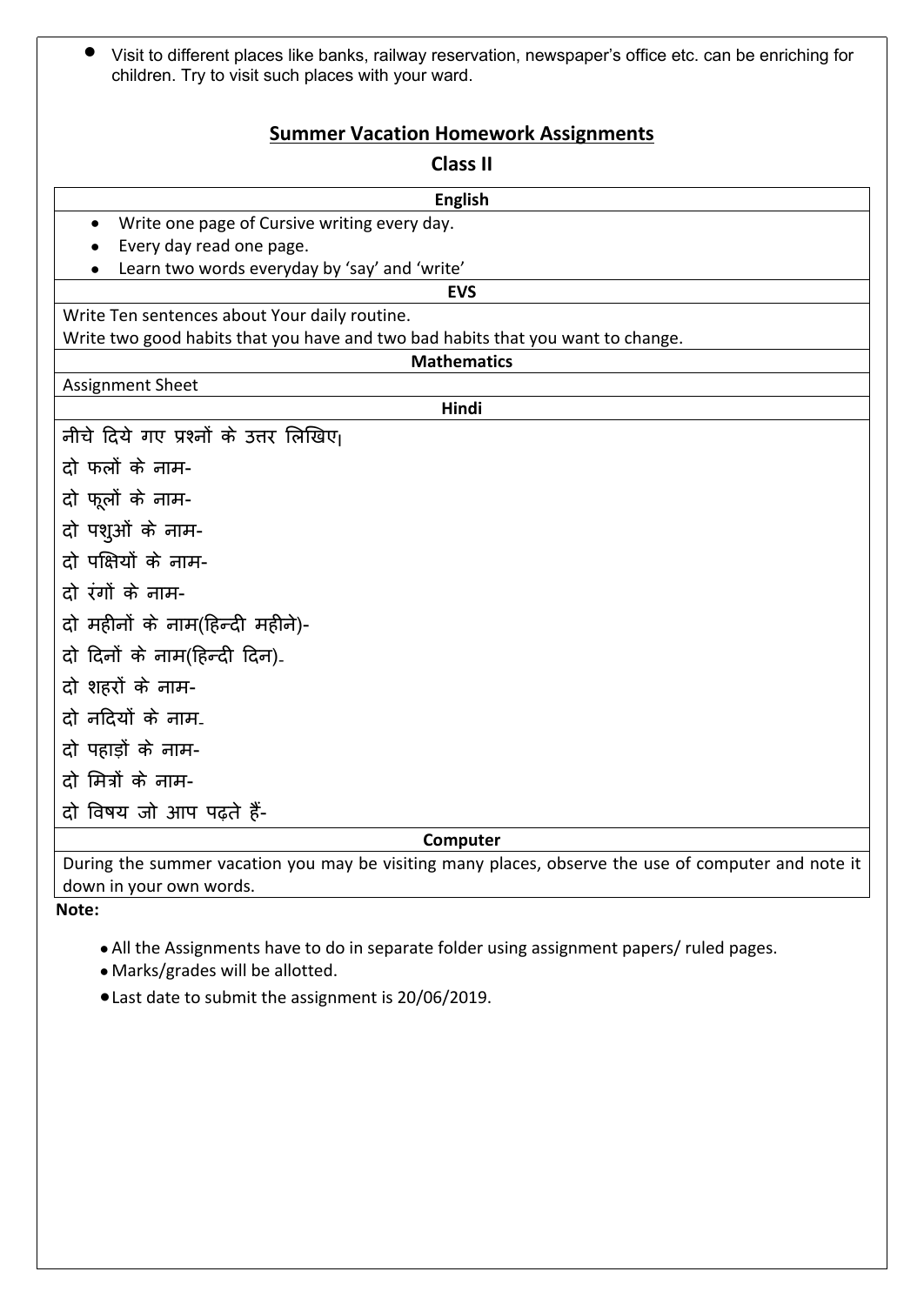- Visit to different places like banks, railway reservation, newspaper's office etc. can be enriching for children. Try to visit such places with your ward.

## Summary Vacation Homework Assignments

### Class II

**English**

- Write one page of Cursive writing every day.
- Every day read one page.
- Learn two words everyday by 'say' and 'write'

**EVS**

Write Ten sentences about Your daily routine.
Write two good habits that you have and two bad habits that you want to change.

**Mathematics**

Assignment Sheet

**Hindi**

नीचे दिये गए प्रश्नों के उत्तर लिखिए।

दो फलों के नाम-

दो फूलों के नाम-

दो पशुओं के नाम-

दो पक्षियों के नाम-

दो रंगों के नाम-

दो महीनों के नाम(हिन्दी महीने)-

दो दिनों के नाम(हिन्दी दिन)-

दो शहरों के नाम-

दो नदियों के नाम-

दो पहाड़ों के नाम-

दो मित्रों के नाम-

दो विषय जो आप पढ़ते हैं-

**Computer**

During the summer vacation you may be visiting many places, observe the use of computer and note it down in your own words.

**Note:**

- All the Assignments have to do in separate folder using assignment papers/ ruled pages.
- Marks/grades will be allotted.
- Last date to submit the assignment is 20/06/2019.

- Visit to different places like banks, railway reservation, newspaper's office etc. can be enriching for children. Try to visit such places with your ward.

## Summer Vacation Homework Assignments

### Class II

**English**

- Write one page of Cursive writing every day.
- Every day read one page.
- Learn two words everyday by 'say' and 'write'

**EVS**

Write Ten sentences about Your daily routine.
Write two good habits that you have and two bad habits that you want to change.

**Mathematics**

Assignment Sheet

**Hindi**

नीचे दिये गए प्रश्नों के उत्तर लिखिए।

दो फलों के नाम-

दो फूलों के नाम-

दो पशुओं के नाम-

दो पक्षियों के नाम-

दो रंगों के नाम-

दो महीनों के नाम(हिन्दी महीने)-

दो दिनों के नाम(हिन्दी दिन)-

दो शहरों के नाम-

दो नदियों के नाम-

दो पहाड़ों के नाम-

दो मित्रों के नाम-

दो विषय जो आप पढ़ते हैं-

**Computer**

During the summer vacation you may be visiting many places, observe the use of computer and note it down in your own words.

**Note:**

- All the Assignments have to do in separate folder using assignment papers/ ruled pages.
- Marks/grades will be allotted.
- Last date to submit the assignment is 20/06/2019.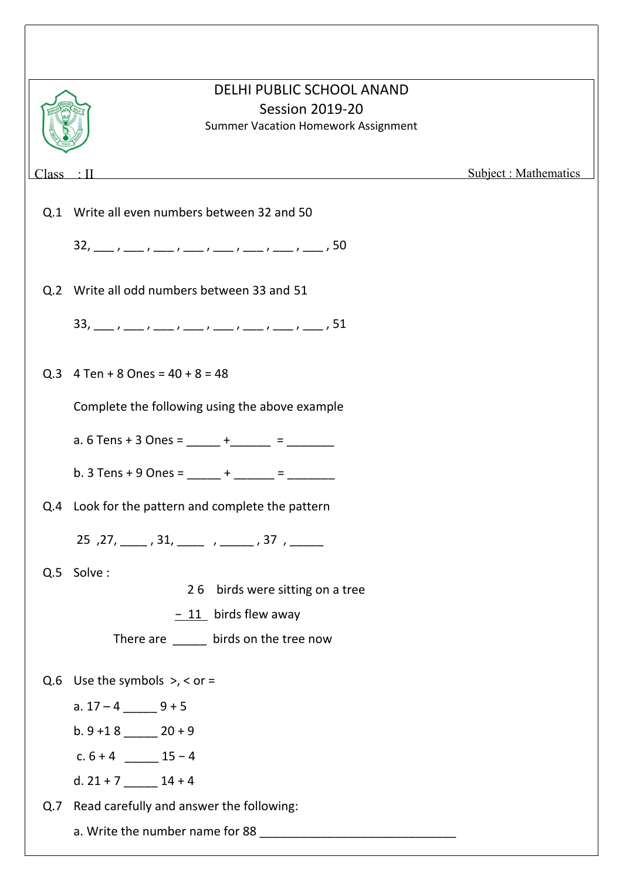# DELHI PUBLIC SCHOOL ANAND

## Session 2019-20

### Summer Vacation Homework Assignment

Class : II | Subject : Mathematics

Q.1 Write all even numbers between 32 and 50

32, ___ , ___ , ___ , ___ , ___ , ___ , ___ , ___ , 50

Q.2 Write all odd numbers between 33 and 51

33, ___ , ___ , ___ , ___ , ___ , ___ , ___ , ___ , 51

Q.3 4 Ten + 8 Ones = 40 + 8 = 48

Complete the following using the above example

a. 6 Tens + 3 Ones = _____ +______ = _______

b. 3 Tens + 9 Ones = _____ + ______ = _______

Q.4 Look for the pattern and complete the pattern

25 ,27, ____ , 31, ____ , _____ , 37 , _____

Q.5 Solve :

  26 birds were sitting on a tree

− 11 birds flew away

There are _____ birds on the tree now

Q.6 Use the symbols >, < or =

a. 17 – 4 _____ 9 + 5

b. 9 +1 8 _____ 20 + 9

c. 6 + 4 _____ 15 − 4

d. 21 + 7 _____ 14 + 4

Q.7 Read carefully and answer the following:

a. Write the number name for 88 ______________________________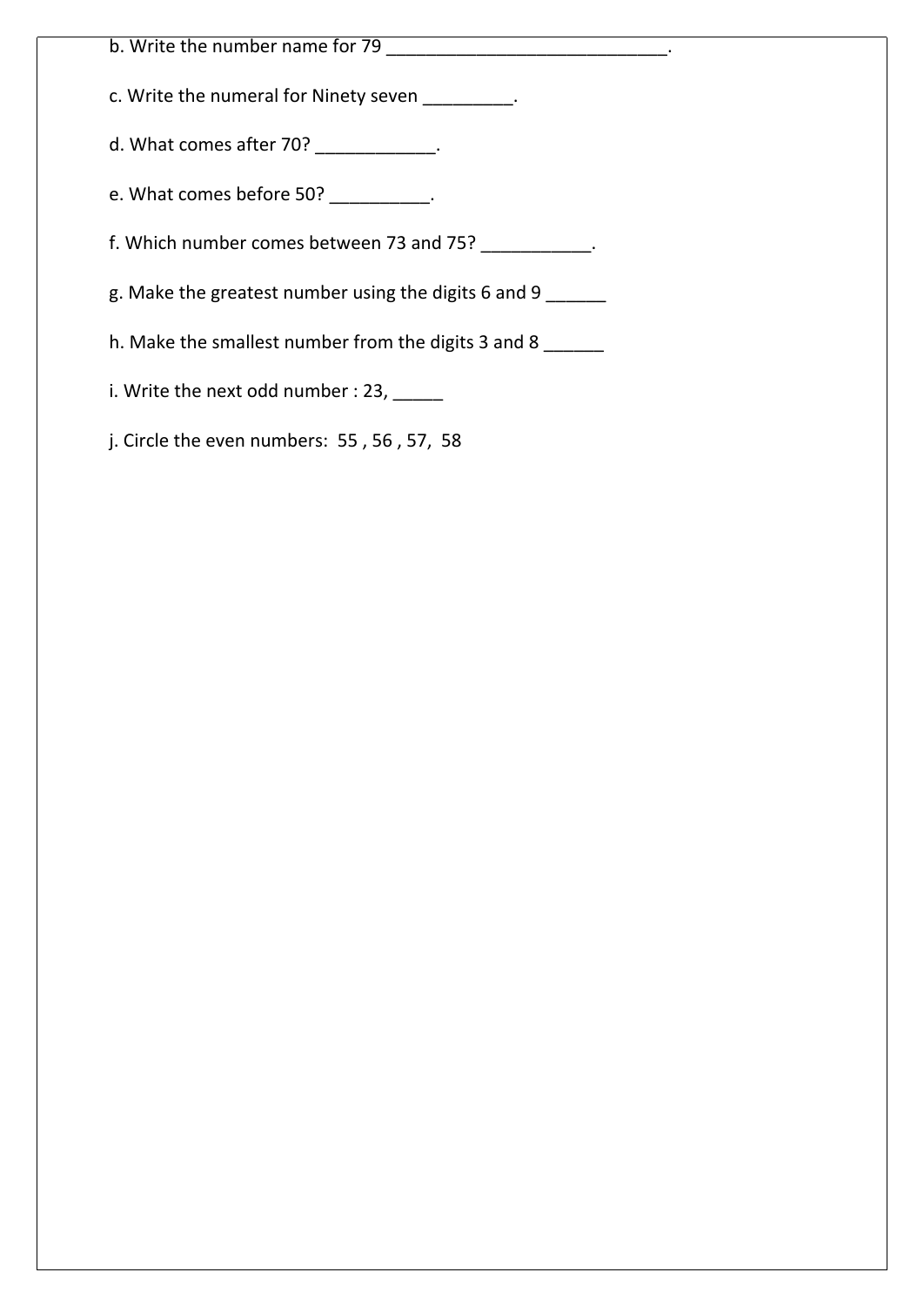b. Write the number name for 79 ______________________________.

c. Write the numeral for Ninety seven _________.

d. What comes after 70? ____________.

e. What comes before 50? __________.

f. Which number comes between 73 and 75? ___________.

g. Make the greatest number using the digits 6 and 9 ______

h. Make the smallest number from the digits 3 and 8 ______

i. Write the next odd number : 23, _____

j. Circle the even numbers: 55 , 56 , 57, 58